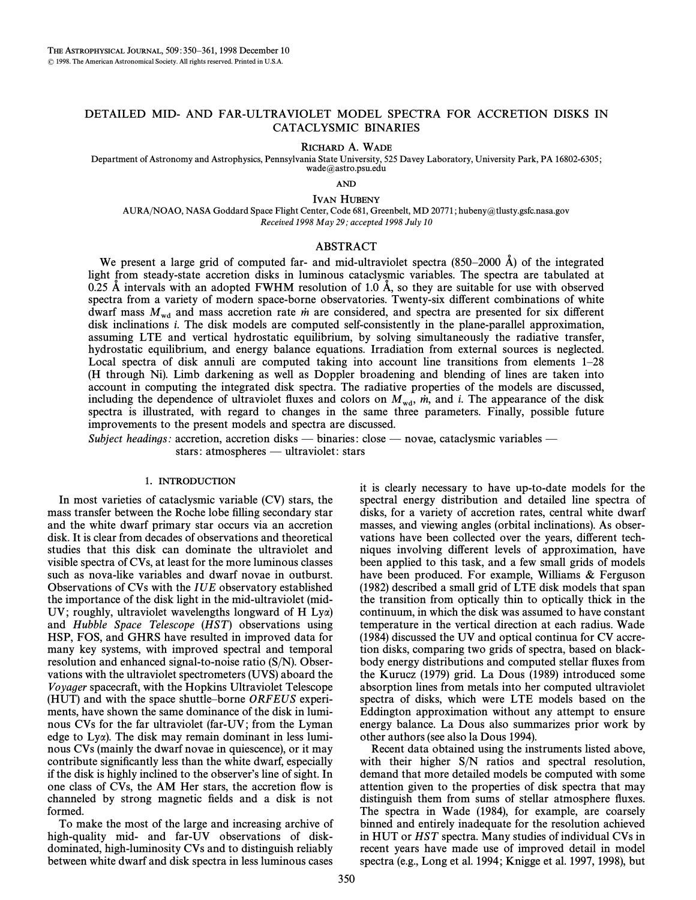# DETAILED MID- AND FAR-ULTRAVIOLET MODEL SPECTRA FOR ACCRETION DISKS IN CATACLYSMIC BINARIES

RICHARD A. WADE

Department of Astronomy and Astrophysics, Pennsylvania State University, 525 Davey Laboratory, University Park, PA 16802-6305; wade@astro.psu.edu

AND

IVAN HUBENY

AURA/NOAO, NASA Goddard Space Flight Center, Code 681, Greenbelt, MD 20771; hubeny@tlusty.gsfc.nasa.gov

*Received 1998 May 29; accepted 1998 July 10*

## ABSTRACT

We present a large grid of computed far- and mid-ultraviolet spectra (850–2000 Å) of the integrated light from steady-state accretion disks in luminous cataclysmic variables. The spectra are tabulated at 0.25 Å intervals with an adopted FWHM resolution of 1.0 Å, so they are suitable for use with observed spectra from a variety of modern space-borne observatories. Twenty-six different combinations of white dwarf mass $M_{\rm wd}$ and mass accretion rate $\dot{m}$ are considered, and spectra are presented for six different disk inclinations $i$. The disk models are computed self-consistently in the plane-parallel approximation, assuming LTE and vertical hydrostatic equilibrium, by solving simultaneously the radiative transfer, hydrostatic equilibrium, and energy balance equations. Irradiation from external sources is neglected. Local spectra of disk annuli are computed taking into account line transitions from elements 1–28 (H through Ni). Limb darkening as well as Doppler broadening and blending of lines are taken into account in computing the integrated disk spectra. The radiative properties of the models are discussed, including the dependence of ultraviolet fluxes and colors on $M_{\rm wd}$, $\dot{m}$, and $i$. The appearance of the disk spectra is illustrated, with regard to changes in the same three parameters. Finally, possible future improvements to the present models and spectra are discussed.

*Subject headings:* accretion, accretion disks — binaries: close — novae, cataclysmic variables — stars: atmospheres — ultraviolet: stars

## 1. INTRODUCTION

In most varieties of cataclysmic variable (CV) stars, the mass transfer between the Roche lobe filling secondary star and the white dwarf primary star occurs via an accretion disk. It is clear from decades of observations and theoretical studies that this disk can dominate the ultraviolet and visible spectra of CVs, at least for the more luminous classes such as nova-like variables and dwarf novae in outburst. Observations of CVs with the *IUE* observatory established the importance of the disk light in the mid-ultraviolet (mid-UV; roughly, ultraviolet wavelengths longward of H Lyα) and *Hubble Space Telescope* (*HST*) observations using HSP, FOS, and GHRS have resulted in improved data for many key systems, with improved spectral and temporal resolution and enhanced signal-to-noise ratio (S/N). Observations with the ultraviolet spectrometers (UVS) aboard the *Voyager* spacecraft, with the Hopkins Ultraviolet Telescope (HUT) and with the space shuttle–borne *ORFEUS* experiments, have shown the same dominance of the disk in luminous CVs for the far ultraviolet (far-UV; from the Lyman edge to Lyα). The disk may remain dominant in less luminous CVs (mainly the dwarf novae in quiescence), or it may contribute significantly less than the white dwarf, especially if the disk is highly inclined to the observer's line of sight. In one class of CVs, the AM Her stars, the accretion flow is channeled by strong magnetic fields and a disk is not formed.

To make the most of the large and increasing archive of high-quality mid- and far-UV observations of disk-dominated, high-luminosity CVs and to distinguish reliably between white dwarf and disk spectra in less luminous cases it is clearly necessary to have up-to-date models for the spectral energy distribution and detailed line spectra of disks, for a variety of accretion rates, central white dwarf masses, and viewing angles (orbital inclinations). As observations have been collected over the years, different techniques involving different levels of approximation, have been applied to this task, and a few small grids of models have been produced. For example, Williams & Ferguson (1982) described a small grid of LTE disk models that span the transition from optically thin to optically thick in the continuum, in which the disk was assumed to have constant temperature in the vertical direction at each radius. Wade (1984) discussed the UV and optical continua for CV accretion disks, comparing two grids of spectra, based on blackbody energy distributions and computed stellar fluxes from the Kurucz (1979) grid. La Dous (1989) introduced some absorption lines from metals into her computed ultraviolet spectra of disks, which were LTE models based on the Eddington approximation without any attempt to ensure energy balance. La Dous also summarizes prior work by other authors (see also la Dous 1994).

Recent data obtained using the instruments listed above, with their higher S/N ratios and spectral resolution, demand that more detailed models be computed with some attention given to the properties of disk spectra that may distinguish them from sums of stellar atmosphere fluxes. The spectra in Wade (1984), for example, are coarsely binned and entirely inadequate for the resolution achieved in HUT or *HST* spectra. Many studies of individual CVs in recent years have made use of improved detail in model spectra (e.g., Long et al. 1994; Knigge et al. 1997, 1998), but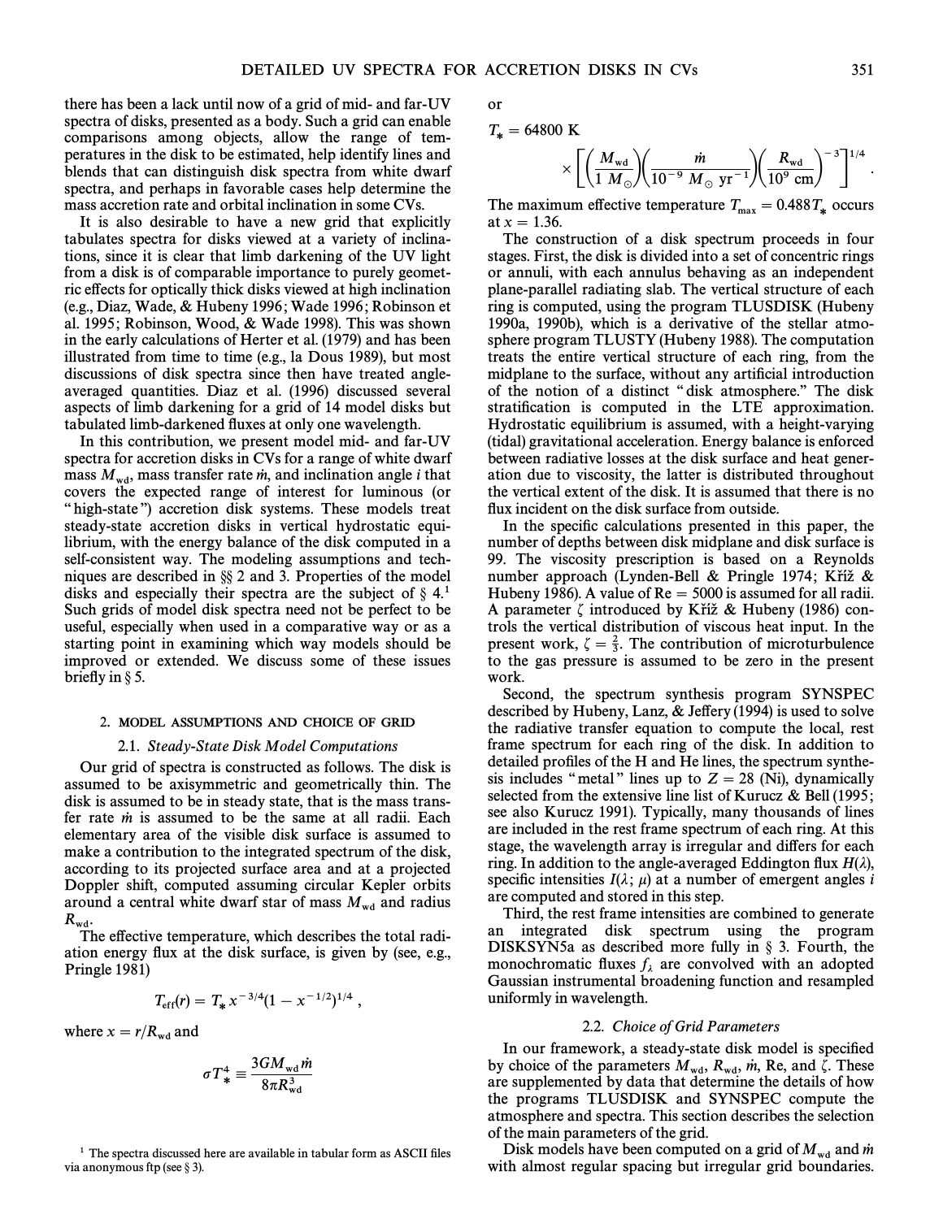there has been a lack until now of a grid of mid- and far-UV spectra of disks, presented as a body. Such a grid can enable comparisons among objects, allow the range of temperatures in the disk to be estimated, help identify lines and blends that can distinguish disk spectra from white dwarf spectra, and perhaps in favorable cases help determine the mass accretion rate and orbital inclination in some CVs.

It is also desirable to have a new grid that explicitly tabulates spectra for disks viewed at a variety of inclinations, since it is clear that limb darkening of the UV light from a disk is of comparable importance to purely geometric effects for optically thick disks viewed at high inclination (e.g., Diaz, Wade, & Hubeny 1996; Wade 1996; Robinson et al. 1995; Robinson, Wood, & Wade 1998). This was shown in the early calculations of Herter et al. (1979) and has been illustrated from time to time (e.g., la Dous 1989), but most discussions of disk spectra since then have treated angle-averaged quantities. Diaz et al. (1996) discussed several aspects of limb darkening for a grid of 14 model disks but tabulated limb-darkened fluxes at only one wavelength.

In this contribution, we present model mid- and far-UV spectra for accretion disks in CVs for a range of white dwarf mass $M_{wd}$, mass transfer rate $\dot{m}$, and inclination angle $i$ that covers the expected range of interest for luminous (or "high-state") accretion disk systems. These models treat steady-state accretion disks in vertical hydrostatic equilibrium, with the energy balance of the disk computed in a self-consistent way. The modeling assumptions and techniques are described in §§ 2 and 3. Properties of the model disks and especially their spectra are the subject of § 4.[1] Such grids of model disk spectra need not be perfect to be useful, especially when used in a comparative way or as a starting point in examining which way models should be improved or extended. We discuss some of these issues briefly in § 5.

## 2. MODEL ASSUMPTIONS AND CHOICE OF GRID

### 2.1. *Steady-State Disk Model Computations*

Our grid of spectra is constructed as follows. The disk is assumed to be axisymmetric and geometrically thin. The disk is assumed to be in steady state, that is the mass transfer rate $\dot{m}$ is assumed to be the same at all radii. Each elementary area of the visible disk surface is assumed to make a contribution to the integrated spectrum of the disk, according to its projected surface area and at a projected Doppler shift, computed assuming circular Kepler orbits around a central white dwarf star of mass $M_{wd}$ and radius $R_{wd}$.

The effective temperature, which describes the total radiation energy flux at the disk surface, is given by (see, e.g., Pringle 1981)

$$T_{eff}(r) = T_* x^{-3/4}(1 - x^{-1/2})^{1/4} ,$$

where $x = r/R_{wd}$ and

$$\sigma T_*^4 \equiv \frac{3GM_{wd}\dot{m}}{8\pi R_{wd}^3}$$

or

$$T_* = 64800 \text{ K} \times \left[\left(\frac{M_{wd}}{1\ M_\odot}\right)\left(\frac{\dot{m}}{10^{-9}\ M_\odot\ \text{yr}^{-1}}\right)\left(\frac{R_{wd}}{10^9\ \text{cm}}\right)^{-3}\right]^{1/4} .$$

The maximum effective temperature $T_{max} = 0.488 T_*$ occurs at $x = 1.36$.

The construction of a disk spectrum proceeds in four stages. First, the disk is divided into a set of concentric rings or annuli, with each annulus behaving as an independent plane-parallel radiating slab. The vertical structure of each ring is computed, using the program TLUSDISK (Hubeny 1990a, 1990b), which is a derivative of the stellar atmosphere program TLUSTY (Hubeny 1988). The computation treats the entire vertical structure of each ring, from the midplane to the surface, without any artificial introduction of the notion of a distinct "disk atmosphere." The disk stratification is computed in the LTE approximation. Hydrostatic equilibrium is assumed, with a height-varying (tidal) gravitational acceleration. Energy balance is enforced between radiative losses at the disk surface and heat generation due to viscosity, the latter is distributed throughout the vertical extent of the disk. It is assumed that there is no flux incident on the disk surface from outside.

In the specific calculations presented in this paper, the number of depths between disk midplane and disk surface is 99. The viscosity prescription is based on a Reynolds number approach (Lynden-Bell & Pringle 1974; Křiž & Hubeny 1986). A value of Re = 5000 is assumed for all radii. A parameter $\zeta$ introduced by Křiž & Hubeny (1986) controls the vertical distribution of viscous heat input. In the present work, $\zeta = \frac{2}{3}$. The contribution of microturbulence to the gas pressure is assumed to be zero in the present work.

Second, the spectrum synthesis program SYNSPEC described by Hubeny, Lanz, & Jeffery (1994) is used to solve the radiative transfer equation to compute the local, rest frame spectrum for each ring of the disk. In addition to detailed profiles of the H and He lines, the spectrum synthesis includes "metal" lines up to $Z = 28$ (Ni), dynamically selected from the extensive line list of Kurucz & Bell (1995; see also Kurucz 1991). Typically, many thousands of lines are included in the rest frame spectrum of each ring. At this stage, the wavelength array is irregular and differs for each ring. In addition to the angle-averaged Eddington flux $H(\lambda)$, specific intensities $I(\lambda; \mu)$ at a number of emergent angles $i$ are computed and stored in this step.

Third, the rest frame intensities are combined to generate an integrated disk spectrum using the program DISKSYN5a as described more fully in § 3. Fourth, the monochromatic fluxes $f_\lambda$ are convolved with an adopted Gaussian instrumental broadening function and resampled uniformly in wavelength.

### 2.2. *Choice of Grid Parameters*

In our framework, a steady-state disk model is specified by choice of the parameters $M_{wd}$, $R_{wd}$, $\dot{m}$, Re, and $\zeta$. These are supplemented by data that determine the details of how the programs TLUSDISK and SYNSPEC compute the atmosphere and spectra. This section describes the selection of the main parameters of the grid.

Disk models have been computed on a grid of $M_{wd}$ and $\dot{m}$ with almost regular spacing but irregular grid boundaries.

[1] The spectra discussed here are available in tabular form as ASCII files via anonymous ftp (see § 3).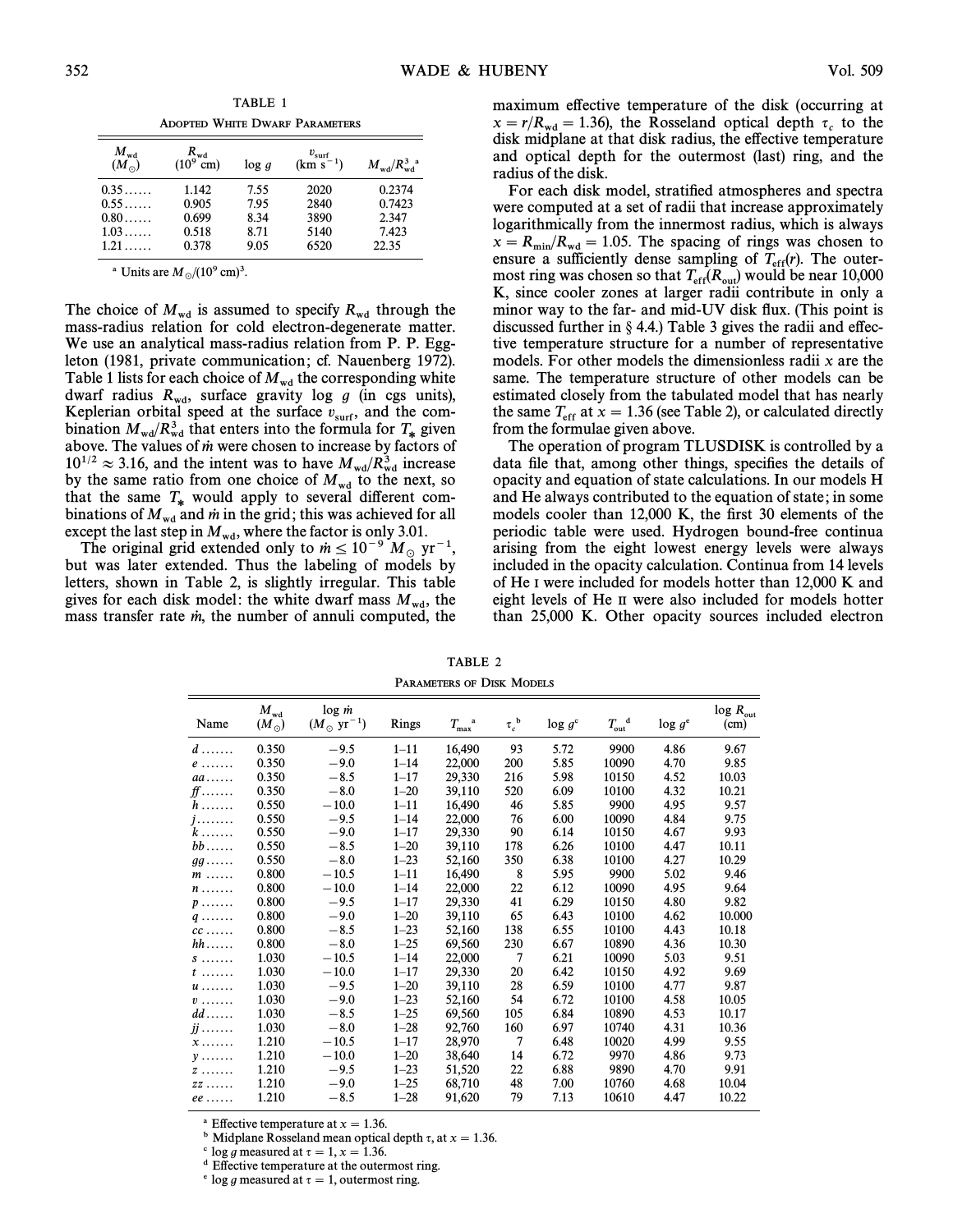TABLE 1

ADOPTED WHITE DWARF PARAMETERS

| $M_{wd}$ ($M_\odot$) | $R_{wd}$ ($10^9$ cm) | log *g* | $v_{surf}$ (km s$^{-1}$) | $M_{wd}/R_{wd}^3$ [a] |
|---|---|---|---|---|
| 0.35...... | 1.142 | 7.55 | 2020 | 0.2374 |
| 0.55...... | 0.905 | 7.95 | 2840 | 0.7423 |
| 0.80...... | 0.699 | 8.34 | 3890 | 2.347 |
| 1.03...... | 0.518 | 8.71 | 5140 | 7.423 |
| 1.21...... | 0.378 | 9.05 | 6520 | 22.35 |

[a] Units are $M_\odot/(10^9\ \text{cm})^3$.

The choice of $M_{wd}$ is assumed to specify $R_{wd}$ through the mass-radius relation for cold electron-degenerate matter. We use an analytical mass-radius relation from P. P. Eggleton (1981, private communication; cf. Nauenberg 1972). Table 1 lists for each choice of $M_{wd}$ the corresponding white dwarf radius $R_{wd}$, surface gravity log *g* (in cgs units), Keplerian orbital speed at the surface $v_{surf}$, and the combination $M_{wd}/R_{wd}^3$ that enters into the formula for $T_*$ given above. The values of $\dot{m}$ were chosen to increase by factors of $10^{1/2} \approx 3.16$, and the intent was to have $M_{wd}/R_{wd}^3$ increase by the same ratio from one choice of $M_{wd}$ to the next, so that the same $T_*$ would apply to several different combinations of $M_{wd}$ and $\dot{m}$ in the grid; this was achieved for all except the last step in $M_{wd}$, where the factor is only 3.01.

The original grid extended only to $\dot{m} \leq 10^{-9}\ M_\odot\ \text{yr}^{-1}$, but was later extended. Thus the labeling of models by letters, shown in Table 2, is slightly irregular. This table gives for each disk model: the white dwarf mass $M_{wd}$, the mass transfer rate $\dot{m}$, the number of annuli computed, the maximum effective temperature of the disk (occurring at $x = r/R_{wd} = 1.36$), the Rosseland optical depth $\tau_c$ to the disk midplane at that disk radius, the effective temperature and optical depth for the outermost (last) ring, and the radius of the disk.

For each disk model, stratified atmospheres and spectra were computed at a set of radii that increase approximately logarithmically from the innermost radius, which is always $x = R_{min}/R_{wd} = 1.05$. The spacing of rings was chosen to ensure a sufficiently dense sampling of $T_{eff}(r)$. The outermost ring was chosen so that $T_{eff}(R_{out})$ would be near 10,000 K, since cooler zones at larger radii contribute in only a minor way to the far- and mid-UV disk flux. (This point is discussed further in § 4.4.) Table 3 gives the radii and effective temperature structure for a number of representative models. For other models the dimensionless radii *x* are the same. The temperature structure of other models can be estimated closely from the tabulated model that has nearly the same $T_{eff}$ at $x = 1.36$ (see Table 2), or calculated directly from the formulae given above.

The operation of program TLUSDISK is controlled by a data file that, among other things, specifies the details of opacity and equation of state calculations. In our models H and He always contributed to the equation of state; in some models cooler than 12,000 K, the first 30 elements of the periodic table were used. Hydrogen bound-free continua arising from the eight lowest energy levels were always included in the opacity calculation. Continua from 14 levels of He I were included for models hotter than 12,000 K and eight levels of He II were also included for models hotter than 25,000 K. Other opacity sources included electron

TABLE 2

PARAMETERS OF DISK MODELS

| Name | $M_{wd}$ ($M_\odot$) | log $\dot{m}$ ($M_\odot$ yr$^{-1}$) | Rings | $T_{max}$ [a] | $\tau_c$ [b] | log *g* [c] | $T_{out}$ [d] | log *g* [e] | log $R_{out}$ (cm) |
|---|---|---|---|---|---|---|---|---|---|
| *d* ....... | 0.350 | −9.5 | 1–11 | 16,490 | 93 | 5.72 | 9900 | 4.86 | 9.67 |
| *e* ....... | 0.350 | −9.0 | 1–14 | 22,000 | 200 | 5.85 | 10090 | 4.70 | 9.85 |
| *aa* ...... | 0.350 | −8.5 | 1–17 | 29,330 | 216 | 5.98 | 10150 | 4.52 | 10.03 |
| *ff* ....... | 0.350 | −8.0 | 1–20 | 39,110 | 520 | 6.09 | 10100 | 4.32 | 10.21 |
| *h* ....... | 0.550 | −10.0 | 1–11 | 16,490 | 46 | 5.85 | 9900 | 4.95 | 9.57 |
| *j* ........ | 0.550 | −9.5 | 1–14 | 22,000 | 76 | 6.00 | 10090 | 4.84 | 9.75 |
| *k* ....... | 0.550 | −9.0 | 1–17 | 29,330 | 90 | 6.14 | 10150 | 4.67 | 9.93 |
| *bb* ...... | 0.550 | −8.5 | 1–20 | 39,110 | 178 | 6.26 | 10100 | 4.47 | 10.11 |
| *gg* ...... | 0.550 | −8.0 | 1–23 | 52,160 | 350 | 6.38 | 10100 | 4.27 | 10.29 |
| *m* ...... | 0.800 | −10.5 | 1–11 | 16,490 | 8 | 5.95 | 9900 | 5.02 | 9.46 |
| *n* ....... | 0.800 | −10.0 | 1–14 | 22,000 | 22 | 6.12 | 10090 | 4.95 | 9.64 |
| *p* ....... | 0.800 | −9.5 | 1–17 | 29,330 | 41 | 6.29 | 10150 | 4.80 | 9.82 |
| *q* ....... | 0.800 | −9.0 | 1–20 | 39,110 | 65 | 6.43 | 10100 | 4.62 | 10.000 |
| *cc* ...... | 0.800 | −8.5 | 1–23 | 52,160 | 138 | 6.55 | 10100 | 4.43 | 10.18 |
| *hh* ...... | 0.800 | −8.0 | 1–25 | 69,560 | 230 | 6.67 | 10890 | 4.36 | 10.30 |
| *s* ....... | 1.030 | −10.5 | 1–14 | 22,000 | 7 | 6.21 | 10090 | 5.03 | 9.51 |
| *t* ....... | 1.030 | −10.0 | 1–17 | 29,330 | 20 | 6.42 | 10150 | 4.92 | 9.69 |
| *u* ....... | 1.030 | −9.5 | 1–20 | 39,110 | 28 | 6.59 | 10100 | 4.77 | 9.87 |
| *v* ....... | 1.030 | −9.0 | 1–23 | 52,160 | 54 | 6.72 | 10100 | 4.58 | 10.05 |
| *dd* ...... | 1.030 | −8.5 | 1–25 | 69,560 | 105 | 6.84 | 10890 | 4.53 | 10.17 |
| *jj* ....... | 1.030 | −8.0 | 1–28 | 92,760 | 160 | 6.97 | 10740 | 4.31 | 10.36 |
| *x* ....... | 1.210 | −10.5 | 1–17 | 28,970 | 7 | 6.48 | 10020 | 4.99 | 9.55 |
| *y* ....... | 1.210 | −10.0 | 1–20 | 38,640 | 14 | 6.72 | 9970 | 4.86 | 9.73 |
| *z* ....... | 1.210 | −9.5 | 1–23 | 51,520 | 22 | 6.88 | 9890 | 4.70 | 9.91 |
| *zz* ...... | 1.210 | −9.0 | 1–25 | 68,710 | 48 | 7.00 | 10760 | 4.68 | 10.04 |
| *ee* ...... | 1.210 | −8.5 | 1–28 | 91,620 | 79 | 7.13 | 10610 | 4.47 | 10.22 |

[a] Effective temperature at $x = 1.36$.
[b] Midplane Rosseland mean optical depth $\tau$, at $x = 1.36$.
[c] log *g* measured at $\tau = 1$, $x = 1.36$.
[d] Effective temperature at the outermost ring.
[e] log *g* measured at $\tau = 1$, outermost ring.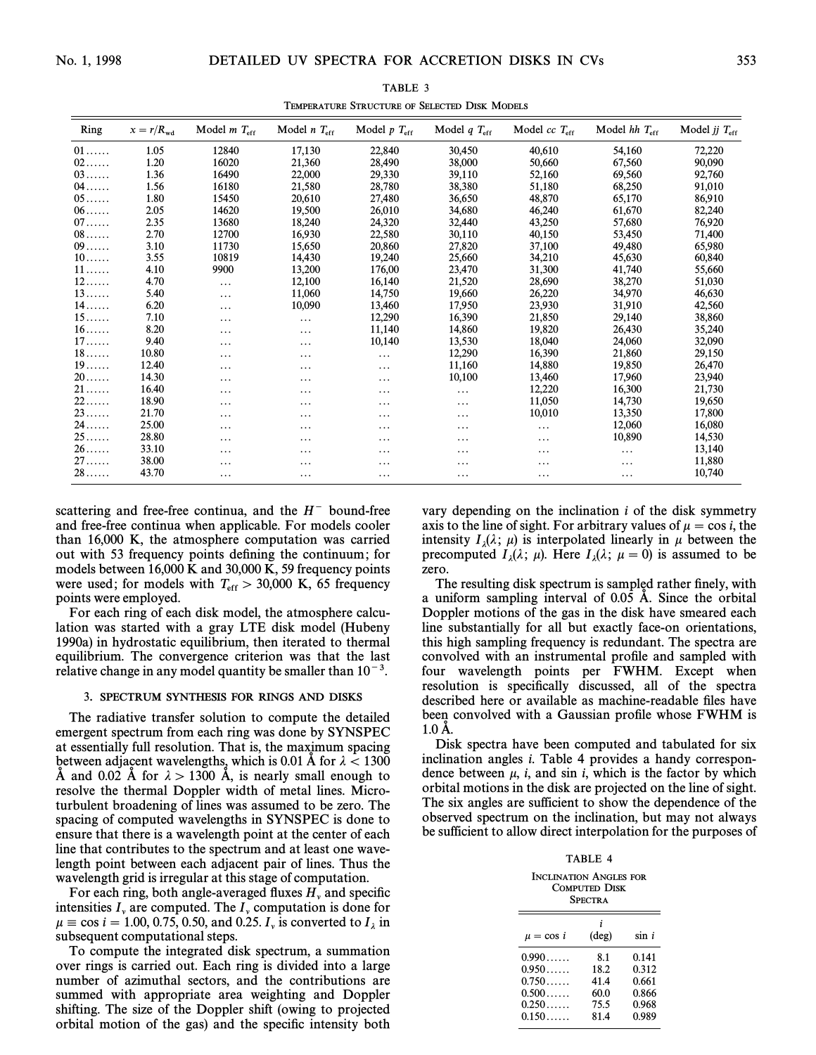TABLE 3

TEMPERATURE STRUCTURE OF SELECTED DISK MODELS

| Ring | $x = r/R_{wd}$ | Model $m$ $T_{eff}$ | Model $n$ $T_{eff}$ | Model $p$ $T_{eff}$ | Model $q$ $T_{eff}$ | Model $cc$ $T_{eff}$ | Model $hh$ $T_{eff}$ | Model $jj$ $T_{eff}$ |
|---|---|---|---|---|---|---|---|---|
| 01...... | 1.05 | 12840 | 17,130 | 22,840 | 30,450 | 40,610 | 54,160 | 72,220 |
| 02...... | 1.20 | 16020 | 21,360 | 28,490 | 38,000 | 50,660 | 67,560 | 90,090 |
| 03...... | 1.36 | 16490 | 22,000 | 29,330 | 39,110 | 52,160 | 69,560 | 92,760 |
| 04...... | 1.56 | 16180 | 21,580 | 28,780 | 38,380 | 51,180 | 68,250 | 91,010 |
| 05...... | 1.80 | 15450 | 20,610 | 27,480 | 36,650 | 48,870 | 65,170 | 86,910 |
| 06...... | 2.05 | 14620 | 19,500 | 26,010 | 34,680 | 46,240 | 61,670 | 82,240 |
| 07...... | 2.35 | 13680 | 18,240 | 24,320 | 32,440 | 43,250 | 57,680 | 76,920 |
| 08...... | 2.70 | 12700 | 16,930 | 22,580 | 30,110 | 40,150 | 53,450 | 71,400 |
| 09...... | 3.10 | 11730 | 15,650 | 20,860 | 27,820 | 37,100 | 49,480 | 65,980 |
| 10...... | 3.55 | 10819 | 14,430 | 19,240 | 25,660 | 34,210 | 45,630 | 60,840 |
| 11...... | 4.10 | 9900 | 13,200 | 176,00 | 23,470 | 31,300 | 41,740 | 55,660 |
| 12...... | 4.70 | ... | 12,100 | 16,140 | 21,520 | 28,690 | 38,270 | 51,030 |
| 13...... | 5.40 | ... | 11,060 | 14,750 | 19,660 | 26,220 | 34,970 | 46,630 |
| 14...... | 6.20 | ... | 10,090 | 13,460 | 17,950 | 23,930 | 31,910 | 42,560 |
| 15...... | 7.10 | ... | ... | 12,290 | 16,390 | 21,850 | 29,140 | 38,860 |
| 16...... | 8.20 | ... | ... | 11,140 | 14,860 | 19,820 | 26,430 | 35,240 |
| 17...... | 9.40 | ... | ... | 10,140 | 13,530 | 18,040 | 24,060 | 32,090 |
| 18...... | 10.80 | ... | ... | ... | 12,290 | 16,390 | 21,860 | 29,150 |
| 19...... | 12.40 | ... | ... | ... | 11,160 | 14,880 | 19,850 | 26,470 |
| 20...... | 14.30 | ... | ... | ... | 10,100 | 13,460 | 17,960 | 23,940 |
| 21...... | 16.40 | ... | ... | ... | ... | 12,220 | 16,300 | 21,730 |
| 22...... | 18.90 | ... | ... | ... | ... | 11,050 | 14,730 | 19,650 |
| 23...... | 21.70 | ... | ... | ... | ... | 10,010 | 13,350 | 17,800 |
| 24...... | 25.00 | ... | ... | ... | ... | ... | 12,060 | 16,080 |
| 25...... | 28.80 | ... | ... | ... | ... | ... | 10,890 | 14,530 |
| 26...... | 33.10 | ... | ... | ... | ... | ... | ... | 13,140 |
| 27...... | 38.00 | ... | ... | ... | ... | ... | ... | 11,880 |
| 28...... | 43.70 | ... | ... | ... | ... | ... | ... | 10,740 |

scattering and free-free continua, and the $H^-$ bound-free and free-free continua when applicable. For models cooler than 16,000 K, the atmosphere computation was carried out with 53 frequency points defining the continuum; for models between 16,000 K and 30,000 K, 59 frequency points were used; for models with $T_{eff} > 30,000$ K, 65 frequency points were employed.

For each ring of each disk model, the atmosphere calculation was started with a gray LTE disk model (Hubeny 1990a) in hydrostatic equilibrium, then iterated to thermal equilibrium. The convergence criterion was that the last relative change in any model quantity be smaller than $10^{-3}$.

## 3. SPECTRUM SYNTHESIS FOR RINGS AND DISKS

The radiative transfer solution to compute the detailed emergent spectrum from each ring was done by SYNSPEC at essentially full resolution. That is, the maximum spacing between adjacent wavelengths, which is 0.01 Å for $\lambda < 1300$ Å and 0.02 Å for $\lambda > 1300$ Å, is nearly small enough to resolve the thermal Doppler width of metal lines. Microturbulent broadening of lines was assumed to be zero. The spacing of computed wavelengths in SYNSPEC is done to ensure that there is a wavelength point at the center of each line that contributes to the spectrum and at least one wavelength point between each adjacent pair of lines. Thus the wavelength grid is irregular at this stage of computation.

For each ring, both angle-averaged fluxes $H_\nu$ and specific intensities $I_\nu$ are computed. The $I_\nu$ computation is done for $\mu \equiv \cos i = 1.00, 0.75, 0.50$, and 0.25. $I_\nu$ is converted to $I_\lambda$ in subsequent computational steps.

To compute the integrated disk spectrum, a summation over rings is carried out. Each ring is divided into a large number of azimuthal sectors, and the contributions are summed with appropriate area weighting and Doppler shifting. The size of the Doppler shift (owing to projected orbital motion of the gas) and the specific intensity both vary depending on the inclination $i$ of the disk symmetry axis to the line of sight. For arbitrary values of $\mu = \cos i$, the intensity $I_\lambda(\lambda; \mu)$ is interpolated linearly in $\mu$ between the precomputed $I_\lambda(\lambda; \mu)$. Here $I_\lambda(\lambda; \mu = 0)$ is assumed to be zero.

The resulting disk spectrum is sampled rather finely, with a uniform sampling interval of 0.05 Å. Since the orbital Doppler motions of the gas in the disk have smeared each line substantially for all but exactly face-on orientations, this high sampling frequency is redundant. The spectra are convolved with an instrumental profile and sampled with four wavelength points per FWHM. Except when resolution is specifically discussed, all of the spectra described here or available as machine-readable files have been convolved with a Gaussian profile whose FWHM is 1.0 Å.

Disk spectra have been computed and tabulated for six inclination angles $i$. Table 4 provides a handy correspondence between $\mu$, $i$, and $\sin i$, which is the factor by which orbital motions in the disk are projected on the line of sight. The six angles are sufficient to show the dependence of the observed spectrum on the inclination, but may not always be sufficient to allow direct interpolation for the purposes of

TABLE 4

INCLINATION ANGLES FOR COMPUTED DISK SPECTRA

| $\mu = \cos i$ | $i$ (deg) | $\sin i$ |
|---|---|---|
| 0.990...... | 8.1 | 0.141 |
| 0.950...... | 18.2 | 0.312 |
| 0.750...... | 41.4 | 0.661 |
| 0.500...... | 60.0 | 0.866 |
| 0.250...... | 75.5 | 0.968 |
| 0.150...... | 81.4 | 0.989 |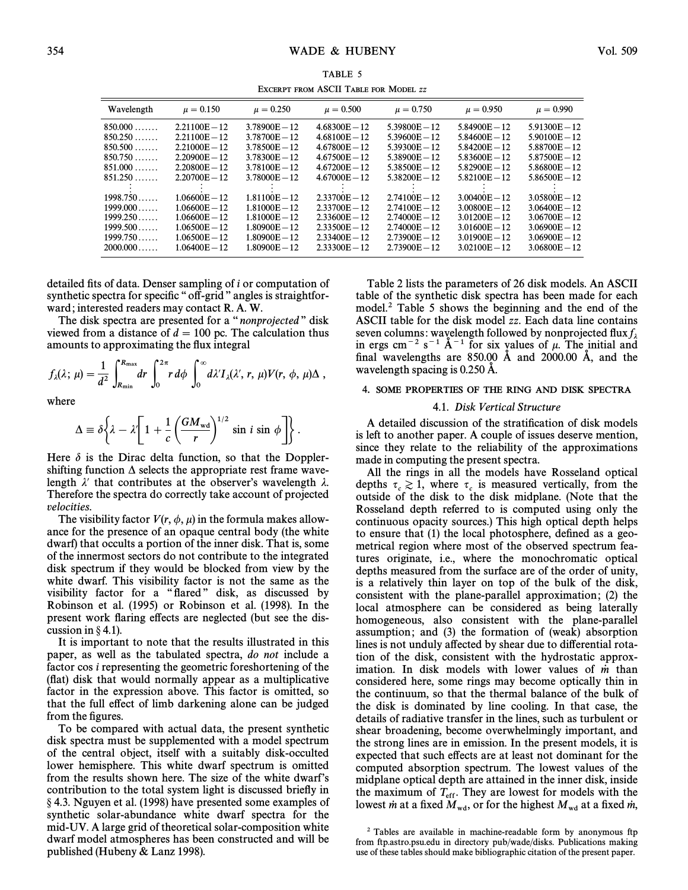TABLE 5

Excerpt from ASCII Table for Model *zz*

| Wavelength | $\mu = 0.150$ | $\mu = 0.250$ | $\mu = 0.500$ | $\mu = 0.750$ | $\mu = 0.950$ | $\mu = 0.990$ |
|---|---|---|---|---|---|---|
| 850.000 ....... | 2.21100E−12 | 3.78900E−12 | 4.68300E−12 | 5.39800E−12 | 5.84900E−12 | 5.91300E−12 |
| 850.250 ....... | 2.21100E−12 | 3.78700E−12 | 4.68100E−12 | 5.39600E−12 | 5.84600E−12 | 5.90100E−12 |
| 850.500 ....... | 2.21000E−12 | 3.78500E−12 | 4.67800E−12 | 5.39300E−12 | 5.84200E−12 | 5.88700E−12 |
| 850.750 ....... | 2.20900E−12 | 3.78300E−12 | 4.67500E−12 | 5.38900E−12 | 5.83600E−12 | 5.87500E−12 |
| 851.000 ....... | 2.20800E−12 | 3.78100E−12 | 4.67200E−12 | 5.38500E−12 | 5.82900E−12 | 5.86800E−12 |
| 851.250 ....... | 2.20700E−12 | 3.78000E−12 | 4.67000E−12 | 5.38200E−12 | 5.82100E−12 | 5.86500E−12 |
| ⋮ | ⋮ | ⋮ | ⋮ | ⋮ | ⋮ | ⋮ |
| 1998.750...... | 1.06600E−12 | 1.81100E−12 | 2.33700E−12 | 2.74100E−12 | 3.00400E−12 | 3.05800E−12 |
| 1999.000...... | 1.06600E−12 | 1.81000E−12 | 2.33700E−12 | 2.74100E−12 | 3.00800E−12 | 3.06400E−12 |
| 1999.250...... | 1.06600E−12 | 1.81000E−12 | 2.33600E−12 | 2.74000E−12 | 3.01200E−12 | 3.06700E−12 |
| 1999.500...... | 1.06500E−12 | 1.80900E−12 | 2.33500E−12 | 2.74000E−12 | 3.01600E−12 | 3.06900E−12 |
| 1999.750...... | 1.06500E−12 | 1.80900E−12 | 2.33400E−12 | 2.73900E−12 | 3.01900E−12 | 3.06900E−12 |
| 2000.000...... | 1.06400E−12 | 1.80900E−12 | 2.33300E−12 | 2.73900E−12 | 3.02100E−12 | 3.06800E−12 |

detailed fits of data. Denser sampling of $i$ or computation of synthetic spectra for specific "off-grid" angles is straightforward; interested readers may contact R. A. W.

The disk spectra are presented for a "*nonprojected*" disk viewed from a distance of $d = 100$ pc. The calculation thus amounts to approximating the flux integral

$$f_\lambda(\lambda;\mu) = \frac{1}{d^2}\int_{R_{\rm min}}^{R_{\rm max}} dr \int_0^{2\pi} r\,d\phi \int_0^\infty d\lambda' I_\lambda(\lambda', r, \mu) V(r, \phi, \mu)\Delta\ ,$$

where

$$\Delta \equiv \delta\left\{\lambda - \lambda'\left[1 + \frac{1}{c}\left(\frac{GM_{\rm wd}}{r}\right)^{1/2}\sin i \sin\phi\right]\right\}.$$

Here $\delta$ is the Dirac delta function, so that the Doppler-shifting function $\Delta$ selects the appropriate rest frame wavelength $\lambda'$ that contributes at the observer's wavelength $\lambda$. Therefore the spectra do correctly take account of projected *velocities*.

The visibility factor $V(r, \phi, \mu)$ in the formula makes allowance for the presence of an opaque central body (the white dwarf) that occults a portion of the inner disk. That is, some of the innermost sectors do not contribute to the integrated disk spectrum if they would be blocked from view by the white dwarf. This visibility factor is not the same as the visibility factor for a "flared" disk, as discussed by Robinson et al. (1995) or Robinson et al. (1998). In the present work flaring effects are neglected (but see the discussion in § 4.1).

It is important to note that the results illustrated in this paper, as well as the tabulated spectra, *do not* include a factor cos $i$ representing the geometric foreshortening of the (flat) disk that would normally appear as a multiplicative factor in the expression above. This factor is omitted, so that the full effect of limb darkening alone can be judged from the figures.

To be compared with actual data, the present synthetic disk spectra must be supplemented with a model spectrum of the central object, itself with a suitably disk-occulted lower hemisphere. This white dwarf spectrum is omitted from the results shown here. The size of the white dwarf's contribution to the total system light is discussed briefly in § 4.3. Nguyen et al. (1998) have presented some examples of synthetic solar-abundance white dwarf spectra for the mid-UV. A large grid of theoretical solar-composition white dwarf model atmospheres has been constructed and will be published (Hubeny & Lanz 1998).

Table 2 lists the parameters of 26 disk models. An ASCII table of the synthetic disk spectra has been made for each model.[2] Table 5 shows the beginning and the end of the ASCII table for the disk model *zz*. Each data line contains seven columns: wavelength followed by nonprojected flux $f_\lambda$ in ergs cm$^{-2}$ s$^{-1}$ Å$^{-1}$ for six values of $\mu$. The initial and final wavelengths are 850.00 Å and 2000.00 Å, and the wavelength spacing is 0.250 Å.

## 4. SOME PROPERTIES OF THE RING AND DISK SPECTRA

### 4.1. *Disk Vertical Structure*

A detailed discussion of the stratification of disk models is left to another paper. A couple of issues deserve mention, since they relate to the reliability of the approximations made in computing the present spectra.

All the rings in all the models have Rosseland optical depths $\tau_c \gtrsim 1$, where $\tau_c$ is measured vertically, from the outside of the disk to the disk midplane. (Note that the Rosseland depth referred to is computed using only the continuous opacity sources.) This high optical depth helps to ensure that (1) the local photosphere, defined as a geometrical region where most of the observed spectrum features originate, i.e., where the monochromatic optical depths measured from the surface are of the order of unity, is a relatively thin layer on top of the bulk of the disk, consistent with the plane-parallel approximation; (2) the local atmosphere can be considered as being laterally homogeneous, also consistent with the plane-parallel assumption; and (3) the formation of (weak) absorption lines is not unduly affected by shear due to differential rotation of the disk, consistent with the hydrostatic approximation. In disk models with lower values of $\dot{m}$ than considered here, some rings may become optically thin in the continuum, so that the thermal balance of the bulk of the disk is dominated by line cooling. In that case, the details of radiative transfer in the lines, such as turbulent or shear broadening, become overwhelmingly important, and the strong lines are in emission. In the present models, it is expected that such effects are at least not dominant for the computed absorption spectrum. The lowest values of the midplane optical depth are attained in the inner disk, inside the maximum of $T_{\rm eff}$. They are lowest for models with the lowest $\dot{m}$ at a fixed $M_{\rm wd}$, or for the highest $M_{\rm wd}$ at a fixed $\dot{m}$,

[2] Tables are available in machine-readable form by anonymous ftp from ftp.astro.psu.edu in directory pub/wade/disks. Publications making use of these tables should make bibliographic citation of the present paper.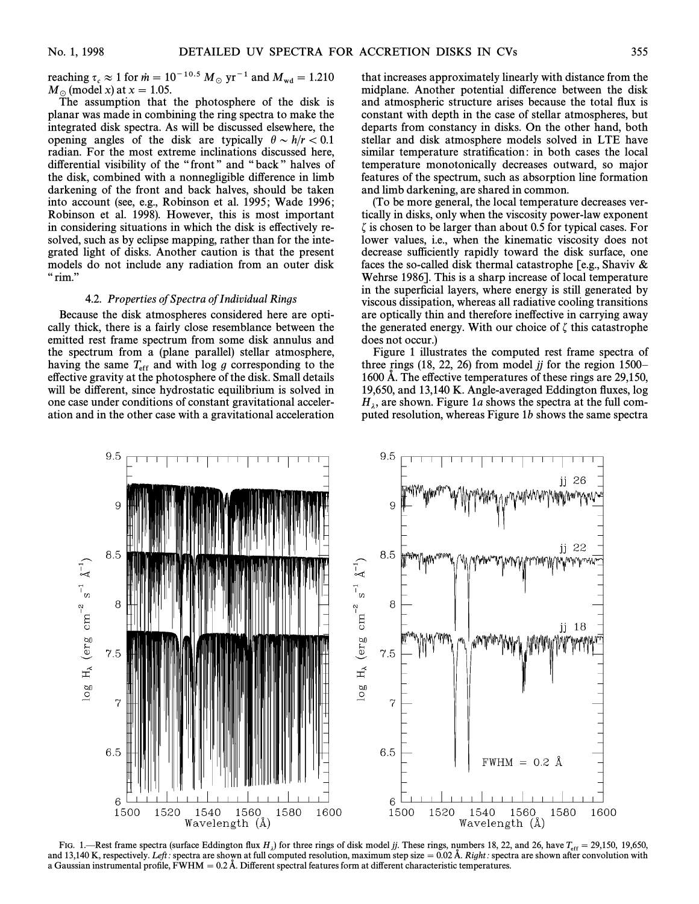reaching $\tau_c \approx 1$ for $\dot{m} = 10^{-10.5}\ M_\odot\ \mathrm{yr}^{-1}$ and $M_{\mathrm{wd}} = 1.210\ M_\odot$ (model $x$) at $x = 1.05$.

The assumption that the photosphere of the disk is planar was made in combining the ring spectra to make the integrated disk spectra. As will be discussed elsewhere, the opening angles of the disk are typically $\theta \sim h/r < 0.1$ radian. For the most extreme inclinations discussed here, differential visibility of the "front" and "back" halves of the disk, combined with a nonnegligible difference in limb darkening of the front and back halves, should be taken into account (see, e.g., Robinson et al. 1995; Wade 1996; Robinson et al. 1998). However, this is most important in considering situations in which the disk is effectively resolved, such as by eclipse mapping, rather than for the integrated light of disks. Another caution is that the present models do not include any radiation from an outer disk "rim."

### 4.2. *Properties of Spectra of Individual Rings*

Because the disk atmospheres considered here are optically thick, there is a fairly close resemblance between the emitted rest frame spectrum from some disk annulus and the spectrum from a (plane parallel) stellar atmosphere, having the same $T_{\mathrm{eff}}$ and with log $g$ corresponding to the effective gravity at the photosphere of the disk. Small details will be different, since hydrostatic equilibrium is solved in one case under conditions of constant gravitational acceleration and in the other case with a gravitational acceleration that increases approximately linearly with distance from the midplane. Another potential difference between the disk and atmospheric structure arises because the total flux is constant with depth in the case of stellar atmospheres, but departs from constancy in disks. On the other hand, both stellar and disk atmosphere models solved in LTE have similar temperature stratification: in both cases the local temperature monotonically decreases outward, so major features of the spectrum, such as absorption line formation and limb darkening, are shared in common.

(To be more general, the local temperature decreases vertically in disks, only when the viscosity power-law exponent $\zeta$ is chosen to be larger than about 0.5 for typical cases. For lower values, i.e., when the kinematic viscosity does not decrease sufficiently rapidly toward the disk surface, one faces the so-called disk thermal catastrophe [e.g., Shaviv & Wehrse 1986]. This is a sharp increase of local temperature in the superficial layers, where energy is still generated by viscous dissipation, whereas all radiative cooling transitions are optically thin and therefore ineffective in carrying away the generated energy. With our choice of $\zeta$ this catastrophe does not occur.)

Figure 1 illustrates the computed rest frame spectra of three rings (18, 22, 26) from model *jj* for the region 1500–1600 Å. The effective temperatures of these rings are 29,150, 19,650, and 13,140 K. Angle-averaged Eddington fluxes, log $H_\lambda$, are shown. Figure 1*a* shows the spectra at the full computed resolution, whereas Figure 1*b* shows the same spectra

FIG. 1.—Rest frame spectra (surface Eddington flux $H_\lambda$) for three rings of disk model *jj*. These rings, numbers 18, 22, and 26, have $T_{\mathrm{eff}} = 29{,}150$, 19,650, and 13,140 K, respectively. *Left*: spectra are shown at full computed resolution, maximum step size = 0.02 Å. *Right*: spectra are shown after convolution with a Gaussian instrumental profile, FWHM = 0.2 Å. Different spectral features form at different characteristic temperatures.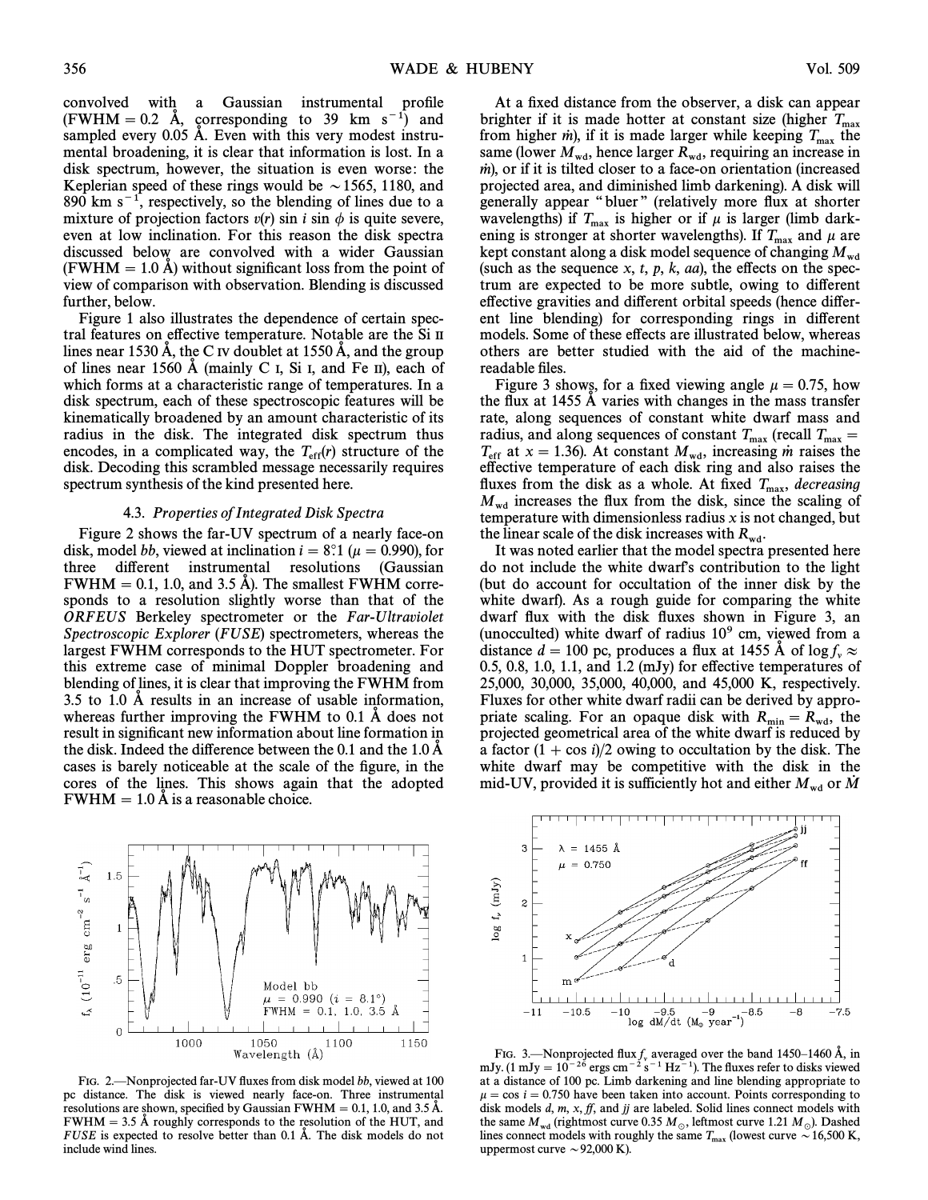convolved with a Gaussian instrumental profile (FWHM = 0.2 Å, corresponding to 39 km $s^{-1}$) and sampled every 0.05 Å. Even with this very modest instrumental broadening, it is clear that information is lost. In a disk spectrum, however, the situation is even worse: the Keplerian speed of these rings would be ~1565, 1180, and 890 km $s^{-1}$, respectively, so the blending of lines due to a mixture of projection factors $v(r) \sin i \sin \phi$ is quite severe, even at low inclination. For this reason the disk spectra discussed below are convolved with a wider Gaussian (FWHM = 1.0 Å) without significant loss from the point of view of comparison with observation. Blending is discussed further, below.

Figure 1 also illustrates the dependence of certain spectral features on effective temperature. Notable are the Si II lines near 1530 Å, the C IV doublet at 1550 Å, and the group of lines near 1560 Å (mainly C I, Si I, and Fe II), each of which forms at a characteristic range of temperatures. In a disk spectrum, each of these spectroscopic features will be kinematically broadened by an amount characteristic of its radius in the disk. The integrated disk spectrum thus encodes, in a complicated way, the $T_{eff}(r)$ structure of the disk. Decoding this scrambled message necessarily requires spectrum synthesis of the kind presented here.

### 4.3. *Properties of Integrated Disk Spectra*

Figure 2 shows the far-UV spectrum of a nearly face-on disk, model *bb*, viewed at inclination $i = 8.1°$ ($\mu = 0.990$), for three different instrumental resolutions (Gaussian FWHM = 0.1, 1.0, and 3.5 Å). The smallest FWHM corresponds to a resolution slightly worse than that of the *ORFEUS* Berkeley spectrometer or the *Far-Ultraviolet Spectroscopic Explorer* (*FUSE*) spectrometers, whereas the largest FWHM corresponds to the HUT spectrometer. For this extreme case of minimal Doppler broadening and blending of lines, it is clear that improving the FWHM from 3.5 to 1.0 Å results in an increase of usable information, whereas further improving the FWHM to 0.1 Å does not result in significant new information about line formation in the disk. Indeed the difference between the 0.1 and the 1.0 Å cases is barely noticeable at the scale of the figure, in the cores of the lines. This shows again that the adopted FWHM = 1.0 Å is a reasonable choice.

FIG. 2.—Nonprojected far-UV fluxes from disk model *bb*, viewed at 100 pc distance. The disk is viewed nearly face-on. Three instrumental resolutions are shown, specified by Gaussian FWHM = 0.1, 1.0, and 3.5 Å. FWHM = 3.5 Å roughly corresponds to the resolution of the HUT, and *FUSE* is expected to resolve better than 0.1 Å. The disk models do not include wind lines.

At a fixed distance from the observer, a disk can appear brighter if it is made hotter at constant size (higher $T_{max}$ from higher $\dot{m}$), if it is made larger while keeping $T_{max}$ the same (lower $M_{wd}$, hence larger $R_{wd}$, requiring an increase in $\dot{m}$), or if it is tilted closer to a face-on orientation (increased projected area, and diminished limb darkening). A disk will generally appear "bluer" (relatively more flux at shorter wavelengths) if $T_{max}$ is higher or if $\mu$ is larger (limb darkening is stronger at shorter wavelengths). If $T_{max}$ and $\mu$ are kept constant along a disk model sequence of changing $M_{wd}$ (such as the sequence *x*, *t*, *p*, *k*, *aa*), the effects on the spectrum are expected to be more subtle, owing to different effective gravities and different orbital speeds (hence different line blending) for corresponding rings in different models. Some of these effects are illustrated below, whereas others are better studied with the aid of the machine-readable files.

Figure 3 shows, for a fixed viewing angle $\mu = 0.75$, how the flux at 1455 Å varies with changes in the mass transfer rate, along sequences of constant white dwarf mass and radius, and along sequences of constant $T_{max}$ (recall $T_{max} = T_{eff}$ at $x = 1.36$). At constant $M_{wd}$, increasing $\dot{m}$ raises the effective temperature of each disk ring and also raises the fluxes from the disk as a whole. At fixed $T_{max}$, *decreasing* $M_{wd}$ increases the flux from the disk, since the scaling of temperature with dimensionless radius *x* is not changed, but the linear scale of the disk increases with $R_{wd}$.

It was noted earlier that the model spectra presented here do not include the white dwarf's contribution to the light (but do account for occultation of the inner disk by the white dwarf). As a rough guide for comparing the white dwarf flux with the disk fluxes shown in Figure 3, an (unocculted) white dwarf of radius $10^9$ cm, viewed from a distance $d = 100$ pc, produces a flux at 1455 Å of $\log f_\nu \approx$ 0.5, 0.8, 1.0, 1.1, and 1.2 (mJy) for effective temperatures of 25,000, 30,000, 35,000, 40,000, and 45,000 K, respectively. Fluxes for other white dwarf radii can be derived by appropriate scaling. For an opaque disk with $R_{min} = R_{wd}$, the projected geometrical area of the white dwarf is reduced by a factor $(1 + \cos i)/2$ owing to occultation by the disk. The white dwarf may be competitive with the disk in the mid-UV, provided it is sufficiently hot and either $M_{wd}$ or $\dot{M}$

FIG. 3.—Nonprojected flux $f_\nu$ averaged over the band 1450–1460 Å, in mJy. (1 mJy = $10^{-26}$ ergs $cm^{-2}$ $s^{-1}$ $Hz^{-1}$). The fluxes refer to disks viewed at a distance of 100 pc. Limb darkening and line blending appropriate to $\mu = \cos i = 0.750$ have been taken into account. Points corresponding to disk models *d*, *m*, *x*, *ff*, and *jj* are labeled. Solid lines connect models with the same $M_{wd}$ (rightmost curve 0.35 $M_\odot$, leftmost curve 1.21 $M_\odot$). Dashed lines connect models with roughly the same $T_{max}$ (lowest curve ~16,500 K, uppermost curve ~92,000 K).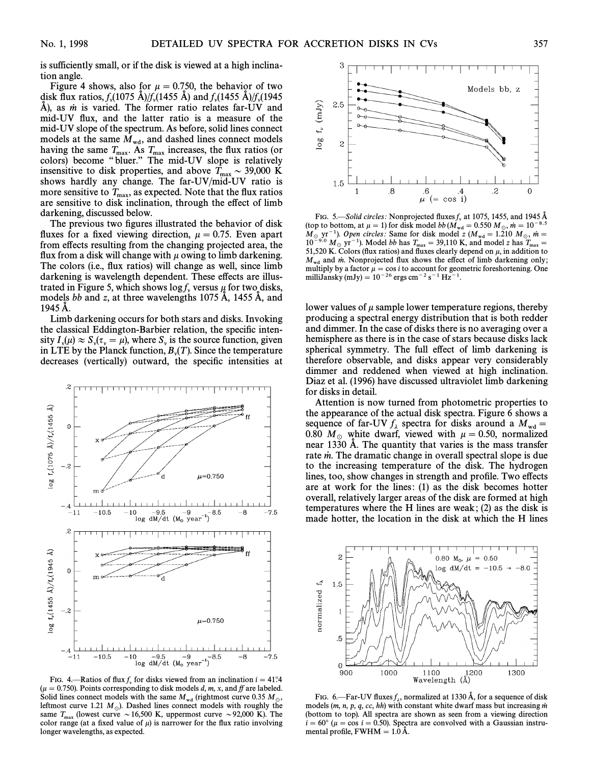is sufficiently small, or if the disk is viewed at a high inclination angle.

Figure 4 shows, also for $\mu = 0.750$, the behavior of two disk flux ratios, $f_\nu(1075\ \text{Å})/f_\nu(1455\ \text{Å})$ and $f_\nu(1455\ \text{Å})/f_\nu(1945\ \text{Å})$, as $\dot{m}$ is varied. The former ratio relates far-UV and mid-UV flux, and the latter ratio is a measure of the mid-UV slope of the spectrum. As before, solid lines connect models at the same $M_{wd}$, and dashed lines connect models having the same $T_{max}$. As $T_{max}$ increases, the flux ratios (or colors) become "bluer." The mid-UV slope is relatively insensitive to disk properties, and above $T_{max} \sim 39{,}000$ K shows hardly any change. The far-UV/mid-UV ratio is more sensitive to $T_{max}$, as expected. Note that the flux ratios are sensitive to disk inclination, through the effect of limb darkening, discussed below.

The previous two figures illustrated the behavior of disk fluxes for a fixed viewing direction, $\mu = 0.75$. Even apart from effects resulting from the changing projected area, the flux from a disk will change with $\mu$ owing to limb darkening. The colors (i.e., flux ratios) will change as well, since limb darkening is wavelength dependent. These effects are illustrated in Figure 5, which shows $\log f_\nu$ versus $\mu$ for two disks, models *bb* and *z*, at three wavelengths 1075 Å, 1455 Å, and 1945 Å.

Limb darkening occurs for both stars and disks. Invoking the classical Eddington-Barbier relation, the specific intensity $I_\nu(\mu) \approx S_\nu(\tau_\nu = \mu)$, where $S_\nu$ is the source function, given in LTE by the Planck function, $B_\nu(T)$. Since the temperature decreases (vertically) outward, the specific intensities at lower values of $\mu$ sample lower temperature regions, thereby producing a spectral energy distribution that is both redder and dimmer. In the case of disks there is no averaging over a hemisphere as there is in the case of stars because disks lack spherical symmetry. The full effect of limb darkening is therefore observable, and disks appear very considerably dimmer and reddened when viewed at high inclination. Diaz et al. (1996) have discussed ultraviolet limb darkening for disks in detail.

Attention is now turned from photometric properties to the appearance of the actual disk spectra. Figure 6 shows a sequence of far-UV $f_\lambda$ spectra for disks around a $M_{wd} = 0.80\ M_\odot$ white dwarf, viewed with $\mu = 0.50$, normalized near 1330 Å. The quantity that varies is the mass transfer rate $\dot{m}$. The dramatic change in overall spectral slope is due to the increasing temperature of the disk. The hydrogen lines, too, show changes in strength and profile. Two effects are at work for the lines: (1) as the disk becomes hotter overall, relatively larger areas of the disk are formed at high temperatures where the H lines are weak; (2) as the disk is made hotter, the location in the disk at which the H lines

FIG. 4.—Ratios of flux $f_\nu$ for disks viewed from an inclination $i = 41°.4$ ($\mu = 0.750$). Points corresponding to disk models *d*, *m*, *x*, and *ff* are labeled. Solid lines connect models with the same $M_{wd}$ (rightmost curve 0.35 $M_\odot$, leftmost curve 1.21 $M_\odot$). Dashed lines connect models with roughly the same $T_{max}$ (lowest curve $\sim$16,500 K, uppermost curve $\sim$92,000 K). The color range (at a fixed value of $\mu$) is narrower for the flux ratio involving longer wavelengths, as expected.

FIG. 5.—*Solid circles:* Nonprojected fluxes $f_\nu$ at 1075, 1455, and 1945 Å (top to bottom, at $\mu = 1$) for disk model *bb* ($M_{wd} = 0.550\ M_\odot$, $\dot{m} = 10^{-8.5}\ M_\odot\ \text{yr}^{-1}$). *Open circles:* Same for disk model *z* ($M_{wd} = 1.210\ M_\odot$, $\dot{m} = 10^{-9.0}\ M_\odot\ \text{yr}^{-1}$). Model *bb* has $T_{max} = 39{,}110$ K, and model *z* has $T_{max} = 51{,}520$ K. Colors (flux ratios) and fluxes clearly depend on $\mu$, in addition to $M_{wd}$ and $\dot{m}$. Nonprojected flux shows the effect of limb darkening only; multiply by a factor $\mu = \cos i$ to account for geometric foreshortening. One milliJansky (mJy) $= 10^{-26}$ ergs cm$^{-2}$ s$^{-1}$ Hz$^{-1}$.

FIG. 6.—Far-UV fluxes $f_\lambda$, normalized at 1330 Å, for a sequence of disk models (*m*, *n*, *p*, *q*, *cc*, *hh*) with constant white dwarf mass but increasing $\dot{m}$ (bottom to top). All spectra are shown as seen from a viewing direction $i = 60°$ ($\mu = \cos i = 0.50$). Spectra are convolved with a Gaussian instrumental profile, FWHM = 1.0 Å.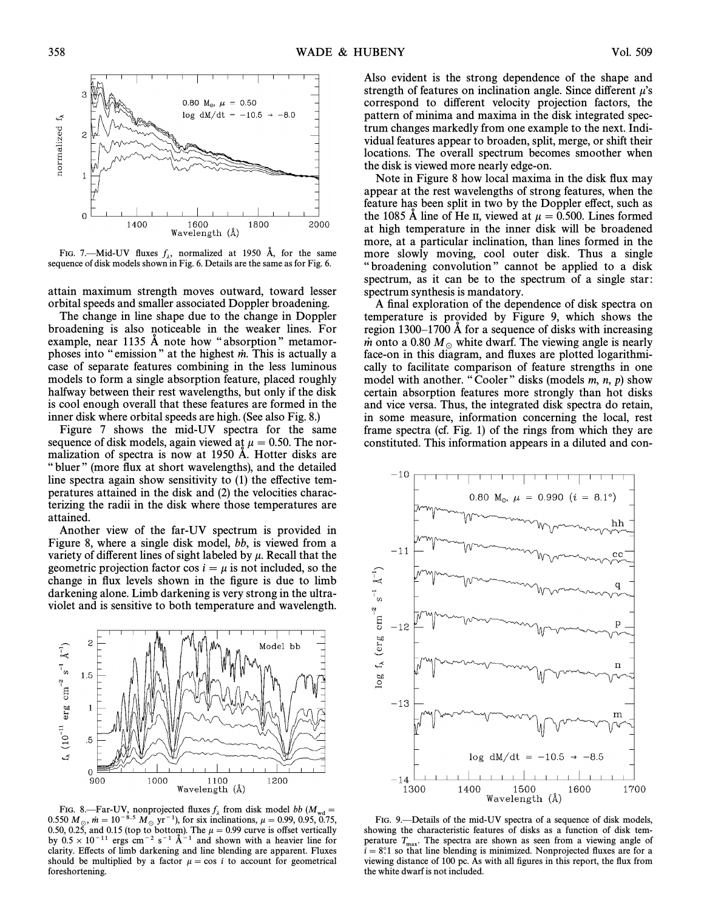FIG. 7.—Mid-UV fluxes $f_\lambda$, normalized at 1950 Å, for the same sequence of disk models shown in Fig. 6. Details are the same as for Fig. 6.

attain maximum strength moves outward, toward lesser orbital speeds and smaller associated Doppler broadening.

The change in line shape due to the change in Doppler broadening is also noticeable in the weaker lines. For example, near 1135 Å note how "absorption" metamorphoses into "emission" at the highest $\dot{m}$. This is actually a case of separate features combining in the less luminous models to form a single absorption feature, placed roughly halfway between their rest wavelengths, but only if the disk is cool enough overall that these features are formed in the inner disk where orbital speeds are high. (See also Fig. 8.)

Figure 7 shows the mid-UV spectra for the same sequence of disk models, again viewed at $\mu = 0.50$. The normalization of spectra is now at 1950 Å. Hotter disks are "bluer" (more flux at short wavelengths), and the detailed line spectra again show sensitivity to (1) the effective temperatures attained in the disk and (2) the velocities characterizing the radii in the disk where those temperatures are attained.

Another view of the far-UV spectrum is provided in Figure 8, where a single disk model, *bb*, is viewed from a variety of different lines of sight labeled by $\mu$. Recall that the geometric projection factor $\cos i = \mu$ is not included, so the change in flux levels shown in the figure is due to limb darkening alone. Limb darkening is very strong in the ultraviolet and is sensitive to both temperature and wavelength.

FIG. 8.—Far-UV, nonprojected fluxes $f_\lambda$ from disk model *bb* ($M_{\rm wd} = 0.550\ M_\odot$, $\dot{m} = 10^{-8.5}\ M_\odot\ {\rm yr}^{-1}$), for six inclinations, $\mu = 0.99$, 0.95, 0.75, 0.50, 0.25, and 0.15 (top to bottom). The $\mu = 0.99$ curve is offset vertically by $0.5 \times 10^{-11}$ ergs cm$^{-2}$ s$^{-1}$ Å$^{-1}$ and shown with a heavier line for clarity. Effects of limb darkening and line blending are apparent. Fluxes should be multiplied by a factor $\mu = \cos i$ to account for geometrical foreshortening.

Also evident is the strong dependence of the shape and strength of features on inclination angle. Since different $\mu$'s correspond to different velocity projection factors, the pattern of minima and maxima in the disk integrated spectrum changes markedly from one example to the next. Individual features appear to broaden, split, merge, or shift their locations. The overall spectrum becomes smoother when the disk is viewed more nearly edge-on.

Note in Figure 8 how local maxima in the disk flux may appear at the rest wavelengths of strong features, when the feature has been split in two by the Doppler effect, such as the 1085 Å line of He II, viewed at $\mu = 0.500$. Lines formed at high temperature in the inner disk will be broadened more, at a particular inclination, than lines formed in the more slowly moving, cool outer disk. Thus a single "broadening convolution" cannot be applied to a disk spectrum, as it can be to the spectrum of a single star: spectrum synthesis is mandatory.

A final exploration of the dependence of disk spectra on temperature is provided by Figure 9, which shows the region 1300–1700 Å for a sequence of disks with increasing $\dot{m}$ onto a 0.80 $M_\odot$ white dwarf. The viewing angle is nearly face-on in this diagram, and fluxes are plotted logarithmically to facilitate comparison of feature strengths in one model with another. "Cooler" disks (models *m*, *n*, *p*) show certain absorption features more strongly than hot disks and vice versa. Thus, the integrated disk spectra do retain, in some measure, information concerning the local, rest frame spectra (cf. Fig. 1) of the rings from which they are constituted. This information appears in a diluted and con-

FIG. 9.—Details of the mid-UV spectra of a sequence of disk models, showing the characteristic features of disks as a function of disk temperature $T_{\rm max}$. The spectra are shown as seen from a viewing angle of $i = 8.1°$ so that line blending is minimized. Nonprojected fluxes are for a viewing distance of 100 pc. As with all figures in this report, the flux from the white dwarf is not included.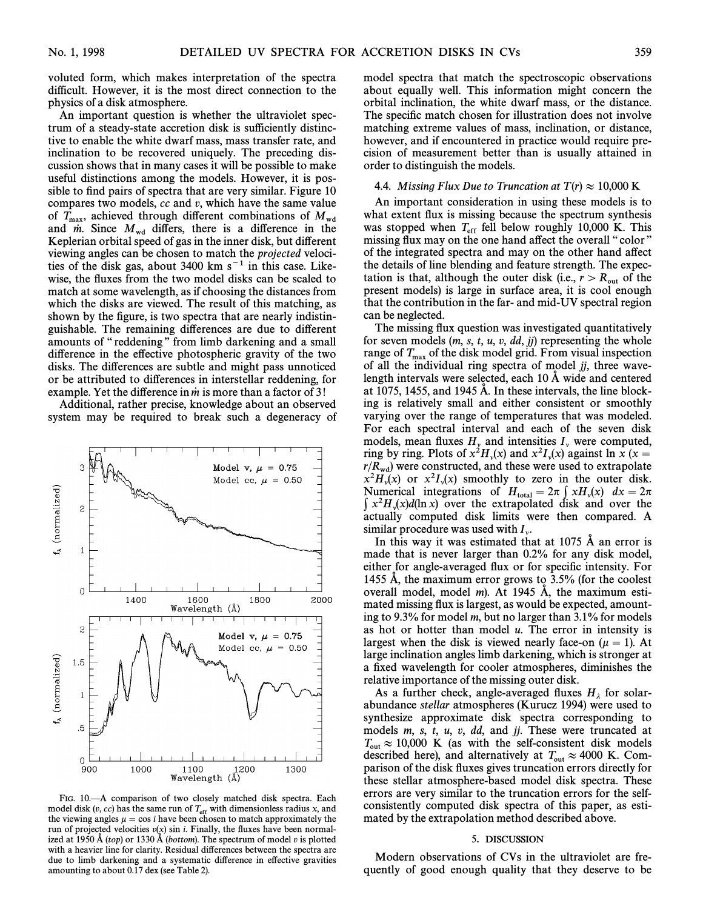voluted form, which makes interpretation of the spectra difficult. However, it is the most direct connection to the physics of a disk atmosphere.

An important question is whether the ultraviolet spectrum of a steady-state accretion disk is sufficiently distinctive to enable the white dwarf mass, mass transfer rate, and inclination to be recovered uniquely. The preceding discussion shows that in many cases it will be possible to make useful distinctions among the models. However, it is possible to find pairs of spectra that are very similar. Figure 10 compares two models, *cc* and *v*, which have the same value of $T_{max}$, achieved through different combinations of $M_{wd}$ and $\dot{m}$. Since $M_{wd}$ differs, there is a difference in the Keplerian orbital speed of gas in the inner disk, but different viewing angles can be chosen to match the *projected* velocities of the disk gas, about 3400 km $s^{-1}$ in this case. Likewise, the fluxes from the two model disks can be scaled to match at some wavelength, as if choosing the distances from which the disks are viewed. The result of this matching, as shown by the figure, is two spectra that are nearly indistinguishable. The remaining differences are due to different amounts of "reddening" from limb darkening and a small difference in the effective photospheric gravity of the two disks. The differences are subtle and might pass unnoticed or be attributed to differences in interstellar reddening, for example. Yet the difference in $\dot{m}$ is more than a factor of 3!

Additional, rather precise, knowledge about an observed system may be required to break such a degeneracy of model spectra that match the spectroscopic observations about equally well. This information might concern the orbital inclination, the white dwarf mass, or the distance. The specific match chosen for illustration does not involve matching extreme values of mass, inclination, or distance, however, and if encountered in practice would require precision of measurement better than is usually attained in order to distinguish the models.

FIG. 10.—A comparison of two closely matched disk spectra. Each model disk ($v$, $cc$) has the same run of $T_{eff}$ with dimensionless radius $x$, and the viewing angles $\mu = \cos i$ have been chosen to match approximately the run of projected velocities $v(x) \sin i$. Finally, the fluxes have been normalized at 1950 Å (*top*) or 1330 Å (*bottom*). The spectrum of model $v$ is plotted with a heavier line for clarity. Residual differences between the spectra are due to limb darkening and a systematic difference in effective gravities amounting to about 0.17 dex (see Table 2).

### 4.4. *Missing Flux Due to Truncation at $T(r) \approx 10{,}000$ K*

An important consideration in using these models is to what extent flux is missing because the spectrum synthesis was stopped when $T_{eff}$ fell below roughly 10,000 K. This missing flux may on the one hand affect the overall "color" of the integrated spectra and may on the other hand affect the details of line blending and feature strength. The expectation is that, although the outer disk (i.e., $r > R_{out}$ of the present models) is large in surface area, it is cool enough that the contribution in the far- and mid-UV spectral region can be neglected.

The missing flux question was investigated quantitatively for seven models (*m*, *s*, *t*, *u*, *v*, *dd*, *jj*) representing the whole range of $T_{max}$ of the disk model grid. From visual inspection of all the individual ring spectra of model *jj*, three wavelength intervals were selected, each 10 Å wide and centered at 1075, 1455, and 1945 Å. In these intervals, the line blocking is relatively small and either consistent or smoothly varying over the range of temperatures that was modeled. For each spectral interval and each of the seven disk models, mean fluxes $H_\nu$ and intensities $I_\nu$ were computed, ring by ring. Plots of $x^2 H_\nu(x)$ and $x^2 I_\nu(x)$ against $\ln x$ ($x = r/R_{wd}$) were constructed, and these were used to extrapolate $x^2 H_\nu(x)$ or $x^2 I_\nu(x)$ smoothly to zero in the outer disk. Numerical integrations of $H_{total} = 2\pi \int x H_\nu(x) \, dx = 2\pi \int x^2 H_\nu(x) d(\ln x)$ over the extrapolated disk and over the actually computed disk limits were then compared. A similar procedure was used with $I_\nu$.

In this way it was estimated that at 1075 Å an error is made that is never larger than 0.2% for any disk model, either for angle-averaged flux or for specific intensity. For 1455 Å, the maximum error grows to 3.5% (for the coolest overall model, model *m*). At 1945 Å, the maximum estimated missing flux is largest, as would be expected, amounting to 9.3% for model *m*, but no larger than 3.1% for models as hot or hotter than model *u*. The error in intensity is largest when the disk is viewed nearly face-on ($\mu = 1$). At large inclination angles limb darkening, which is stronger at a fixed wavelength for cooler atmospheres, diminishes the relative importance of the missing outer disk.

As a further check, angle-averaged fluxes $H_\lambda$ for solar-abundance *stellar* atmospheres (Kurucz 1994) were used to synthesize approximate disk spectra corresponding to models *m*, *s*, *t*, *u*, *v*, *dd*, and *jj*. These were truncated at $T_{out} \approx 10{,}000$ K (as with the self-consistent disk models described here), and alternatively at $T_{out} \approx 4000$ K. Comparison of the disk fluxes gives truncation errors directly for these stellar atmosphere-based model disk spectra. These errors are very similar to the truncation errors for the self-consistently computed disk spectra of this paper, as estimated by the extrapolation method described above.

## 5. DISCUSSION

Modern observations of CVs in the ultraviolet are frequently of good enough quality that they deserve to be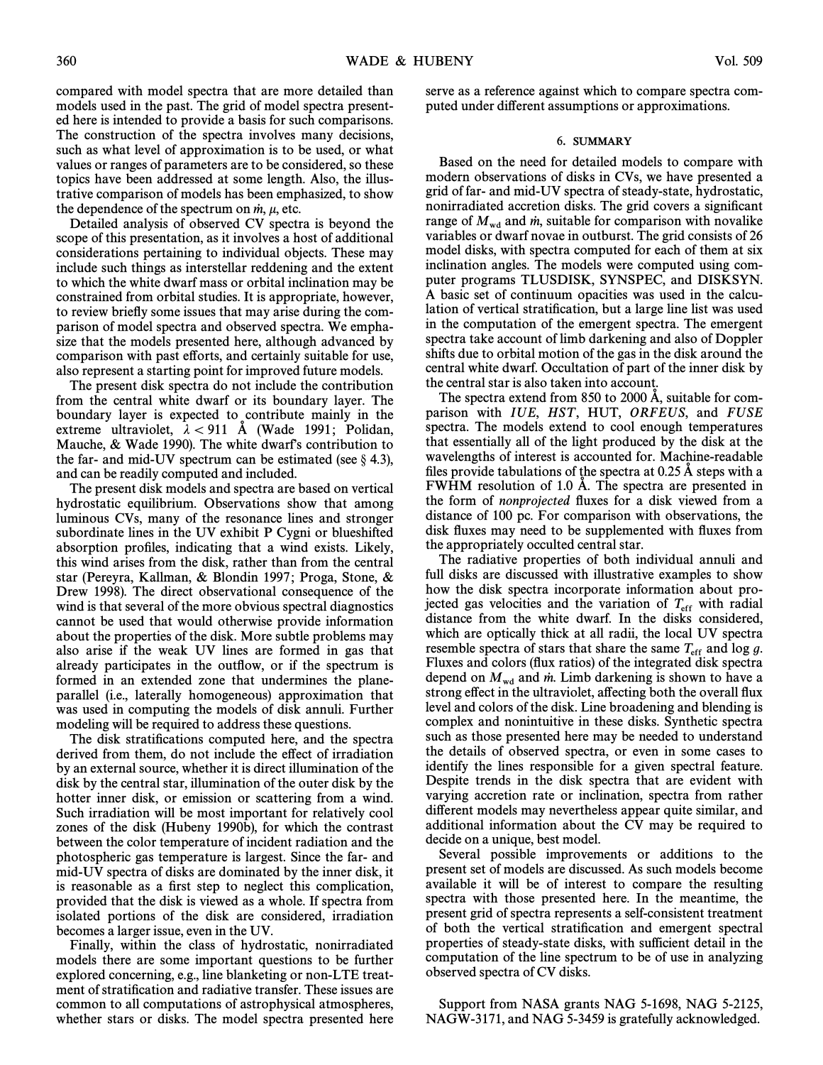compared with model spectra that are more detailed than models used in the past. The grid of model spectra presented here is intended to provide a basis for such comparisons. The construction of the spectra involves many decisions, such as what level of approximation is to be used, or what values or ranges of parameters are to be considered, so these topics have been addressed at some length. Also, the illustrative comparison of models has been emphasized, to show the dependence of the spectrum on $\dot{m}$, $\mu$, etc.

Detailed analysis of observed CV spectra is beyond the scope of this presentation, as it involves a host of additional considerations pertaining to individual objects. These may include such things as interstellar reddening and the extent to which the white dwarf mass or orbital inclination may be constrained from orbital studies. It is appropriate, however, to review briefly some issues that may arise during the comparison of model spectra and observed spectra. We emphasize that the models presented here, although advanced by comparison with past efforts, and certainly suitable for use, also represent a starting point for improved future models.

The present disk spectra do not include the contribution from the central white dwarf or its boundary layer. The boundary layer is expected to contribute mainly in the extreme ultraviolet, $\lambda < 911$ Å (Wade 1991; Polidan, Mauche, & Wade 1990). The white dwarf's contribution to the far- and mid-UV spectrum can be estimated (see § 4.3), and can be readily computed and included.

The present disk models and spectra are based on vertical hydrostatic equilibrium. Observations show that among luminous CVs, many of the resonance lines and stronger subordinate lines in the UV exhibit P Cygni or blueshifted absorption profiles, indicating that a wind exists. Likely, this wind arises from the disk, rather than from the central star (Pereyra, Kallman, & Blondin 1997; Proga, Stone, & Drew 1998). The direct observational consequence of the wind is that several of the more obvious spectral diagnostics cannot be used that would otherwise provide information about the properties of the disk. More subtle problems may also arise if the weak UV lines are formed in gas that already participates in the outflow, or if the spectrum is formed in an extended zone that undermines the plane-parallel (i.e., laterally homogeneous) approximation that was used in computing the models of disk annuli. Further modeling will be required to address these questions.

The disk stratifications computed here, and the spectra derived from them, do not include the effect of irradiation by an external source, whether it is direct illumination of the disk by the central star, illumination of the outer disk by the hotter inner disk, or emission or scattering from a wind. Such irradiation will be most important for relatively cool zones of the disk (Hubeny 1990b), for which the contrast between the color temperature of incident radiation and the photospheric gas temperature is largest. Since the far- and mid-UV spectra of disks are dominated by the inner disk, it is reasonable as a first step to neglect this complication, provided that the disk is viewed as a whole. If spectra from isolated portions of the disk are considered, irradiation becomes a larger issue, even in the UV.

Finally, within the class of hydrostatic, nonirradiated models there are some important questions to be further explored concerning, e.g., line blanketing or non-LTE treatment of stratification and radiative transfer. These issues are common to all computations of astrophysical atmospheres, whether stars or disks. The model spectra presented here serve as a reference against which to compare spectra computed under different assumptions or approximations.

## 6. SUMMARY

Based on the need for detailed models to compare with modern observations of disks in CVs, we have presented a grid of far- and mid-UV spectra of steady-state, hydrostatic, nonirradiated accretion disks. The grid covers a significant range of $M_{\rm wd}$ and $\dot{m}$, suitable for comparison with novalike variables or dwarf novae in outburst. The grid consists of 26 model disks, with spectra computed for each of them at six inclination angles. The models were computed using computer programs TLUSDISK, SYNSPEC, and DISKSYN. A basic set of continuum opacities was used in the calculation of vertical stratification, but a large line list was used in the computation of the emergent spectra. The emergent spectra take account of limb darkening and also of Doppler shifts due to orbital motion of the gas in the disk around the central white dwarf. Occultation of part of the inner disk by the central star is also taken into account.

The spectra extend from 850 to 2000 Å, suitable for comparison with *IUE*, *HST*, HUT, *ORFEUS*, and *FUSE* spectra. The models extend to cool enough temperatures that essentially all of the light produced by the disk at the wavelengths of interest is accounted for. Machine-readable files provide tabulations of the spectra at 0.25 Å steps with a FWHM resolution of 1.0 Å. The spectra are presented in the form of *nonprojected* fluxes for a disk viewed from a distance of 100 pc. For comparison with observations, the disk fluxes may need to be supplemented with fluxes from the appropriately occulted central star.

The radiative properties of both individual annuli and full disks are discussed with illustrative examples to show how the disk spectra incorporate information about projected gas velocities and the variation of $T_{\rm eff}$ with radial distance from the white dwarf. In the disks considered, which are optically thick at all radii, the local UV spectra resemble spectra of stars that share the same $T_{\rm eff}$ and log $g$. Fluxes and colors (flux ratios) of the integrated disk spectra depend on $M_{\rm wd}$ and $\dot{m}$. Limb darkening is shown to have a strong effect in the ultraviolet, affecting both the overall flux level and colors of the disk. Line broadening and blending is complex and nonintuitive in these disks. Synthetic spectra such as those presented here may be needed to understand the details of observed spectra, or even in some cases to identify the lines responsible for a given spectral feature. Despite trends in the disk spectra that are evident with varying accretion rate or inclination, spectra from rather different models may nevertheless appear quite similar, and additional information about the CV may be required to decide on a unique, best model.

Several possible improvements or additions to the present set of models are discussed. As such models become available it will be of interest to compare the resulting spectra with those presented here. In the meantime, the present grid of spectra represents a self-consistent treatment of both the vertical stratification and emergent spectral properties of steady-state disks, with sufficient detail in the computation of the line spectrum to be of use in analyzing observed spectra of CV disks.

Support from NASA grants NAG 5-1698, NAG 5-2125, NAGW-3171, and NAG 5-3459 is gratefully acknowledged.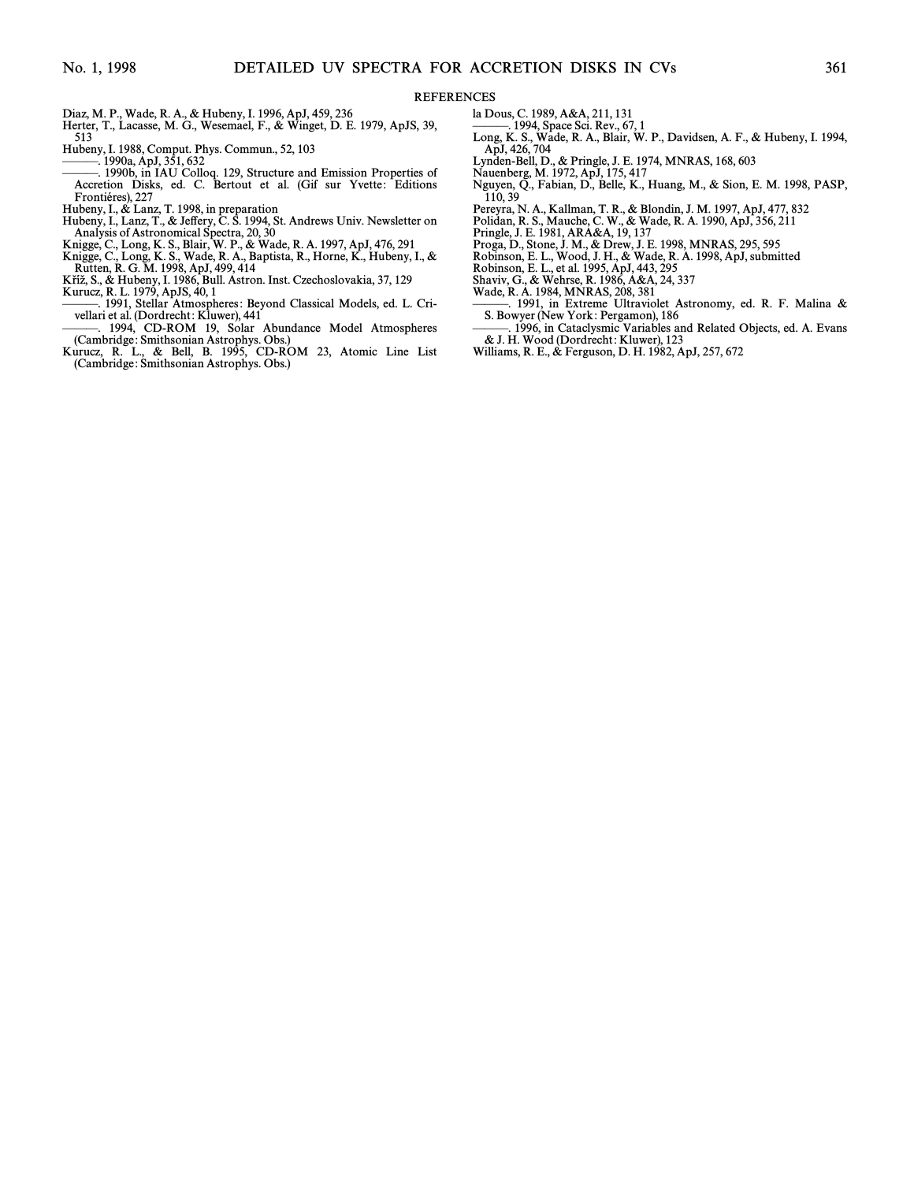## REFERENCES

Diaz, M. P., Wade, R. A., & Hubeny, I. 1996, ApJ, 459, 236

Herter, T., Lacasse, M. G., Wesemael, F., & Winget, D. E. 1979, ApJS, 39, 513

Hubeny, I. 1988, Comput. Phys. Commun., 52, 103

———. 1990a, ApJ, 351, 632

———. 1990b, in IAU Colloq. 129, Structure and Emission Properties of Accretion Disks, ed. C. Bertout et al. (Gif sur Yvette: Editions Frontiéres), 227

Hubeny, I., & Lanz, T. 1998, in preparation

Hubeny, I., Lanz, T., & Jeffery, C. S. 1994, St. Andrews Univ. Newsletter on Analysis of Astronomical Spectra, 20, 30

Knigge, C., Long, K. S., Blair, W. P., & Wade, R. A. 1997, ApJ, 476, 291

Knigge, C., Long, K. S., Wade, R. A., Baptista, R., Horne, K., Hubeny, I., & Rutten, R. G. M. 1998, ApJ, 499, 414

Kříž, S., & Hubeny, I. 1986, Bull. Astron. Inst. Czechoslovakia, 37, 129

Kurucz, R. L. 1979, ApJS, 40, 1

———. 1991, Stellar Atmospheres: Beyond Classical Models, ed. L. Crivellari et al. (Dordrecht: Kluwer), 441

———. 1994, CD-ROM 19, Solar Abundance Model Atmospheres (Cambridge: Smithsonian Astrophys. Obs.)

Kurucz, R. L., & Bell, B. 1995, CD-ROM 23, Atomic Line List (Cambridge: Smithsonian Astrophys. Obs.)

la Dous, C. 1989, A&A, 211, 131

———. 1994, Space Sci. Rev., 67, 1

Long, K. S., Wade, R. A., Blair, W. P., Davidsen, A. F., & Hubeny, I. 1994, ApJ, 426, 704

Lynden-Bell, D., & Pringle, J. E. 1974, MNRAS, 168, 603

Nauenberg, M. 1972, ApJ, 175, 417

Nguyen, Q., Fabian, D., Belle, K., Huang, M., & Sion, E. M. 1998, PASP, 110, 39

Pereyra, N. A., Kallman, T. R., & Blondin, J. M. 1997, ApJ, 477, 832

Polidan, R. S., Mauche, C. W., & Wade, R. A. 1990, ApJ, 356, 211

Pringle, J. E. 1981, ARA&A, 19, 137

Proga, D., Stone, J. M., & Drew, J. E. 1998, MNRAS, 295, 595

Robinson, E. L., Wood, J. H., & Wade, R. A. 1998, ApJ, submitted

Robinson, E. L., et al. 1995, ApJ, 443, 295

Shaviv, G., & Wehrse, R. 1986, A&A, 24, 337

Wade, R. A. 1984, MNRAS, 208, 381

———. 1991, in Extreme Ultraviolet Astronomy, ed. R. F. Malina & S. Bowyer (New York: Pergamon), 186

———. 1996, in Cataclysmic Variables and Related Objects, ed. A. Evans & J. H. Wood (Dordrecht: Kluwer), 123

Williams, R. E., & Ferguson, D. H. 1982, ApJ, 257, 672